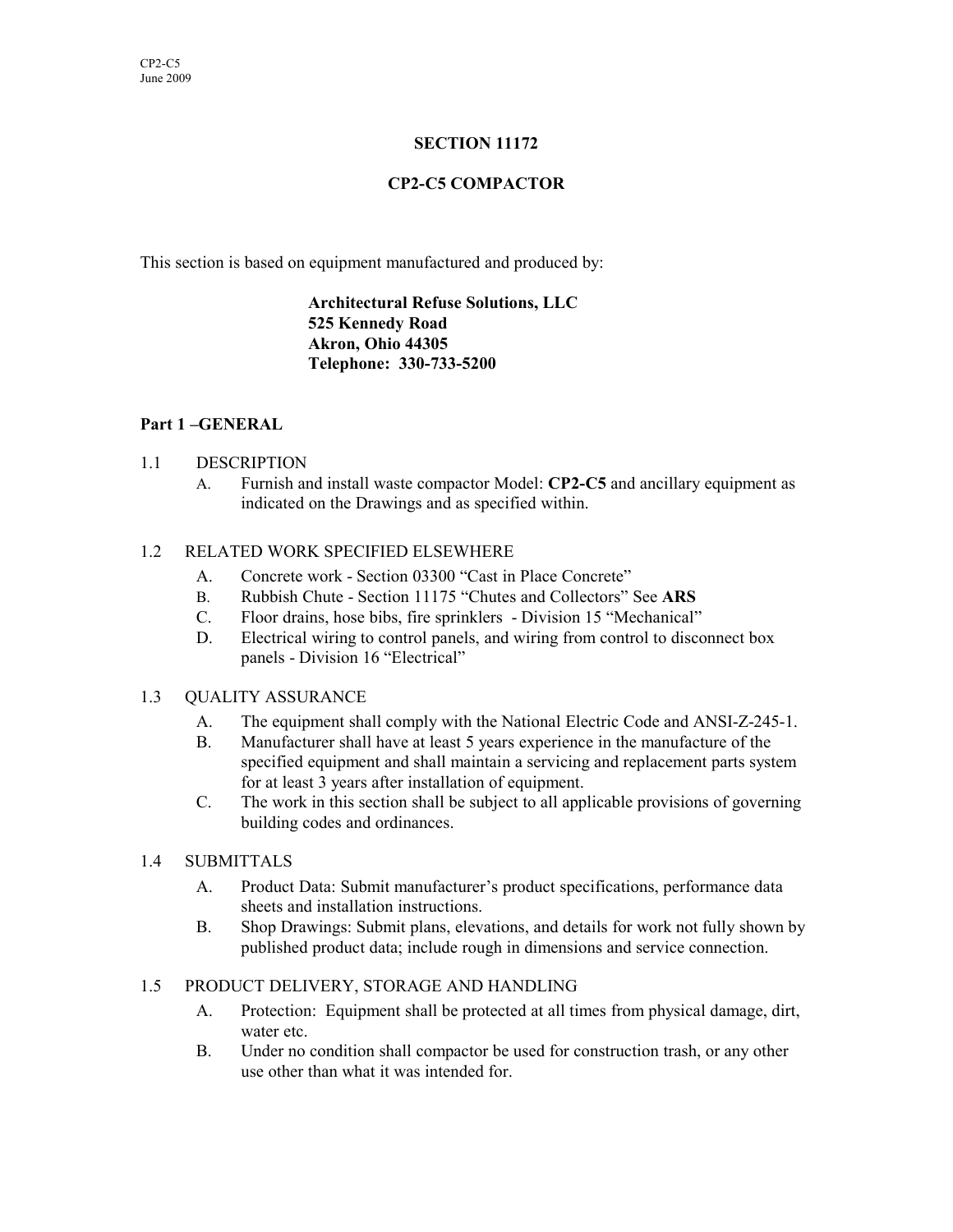# SECTION 11172

# CP2-C5 COMPACTOR

This section is based on equipment manufactured and produced by:

**Architectural Refuse Solutions, LLC**
**525 Kennedy Road**
**Akron, Ohio 44305**
**Telephone: 330-733-5200**

## Part 1 –GENERAL

1.1 DESCRIPTION

A. Furnish and install waste compactor Model: **CP2-C5** and ancillary equipment as indicated on the Drawings and as specified within.

1.2 RELATED WORK SPECIFIED ELSEWHERE

A. Concrete work - Section 03300 "Cast in Place Concrete"
B. Rubbish Chute - Section 11175 "Chutes and Collectors" See **ARS**
C. Floor drains, hose bibs, fire sprinklers - Division 15 "Mechanical"
D. Electrical wiring to control panels, and wiring from control to disconnect box panels - Division 16 "Electrical"

1.3 QUALITY ASSURANCE

A. The equipment shall comply with the National Electric Code and ANSI-Z-245-1.
B. Manufacturer shall have at least 5 years experience in the manufacture of the specified equipment and shall maintain a servicing and replacement parts system for at least 3 years after installation of equipment.
C. The work in this section shall be subject to all applicable provisions of governing building codes and ordinances.

1.4 SUBMITTALS

A. Product Data: Submit manufacturer's product specifications, performance data sheets and installation instructions.
B. Shop Drawings: Submit plans, elevations, and details for work not fully shown by published product data; include rough in dimensions and service connection.

1.5 PRODUCT DELIVERY, STORAGE AND HANDLING

A. Protection: Equipment shall be protected at all times from physical damage, dirt, water etc.
B. Under no condition shall compactor be used for construction trash, or any other use other than what it was intended for.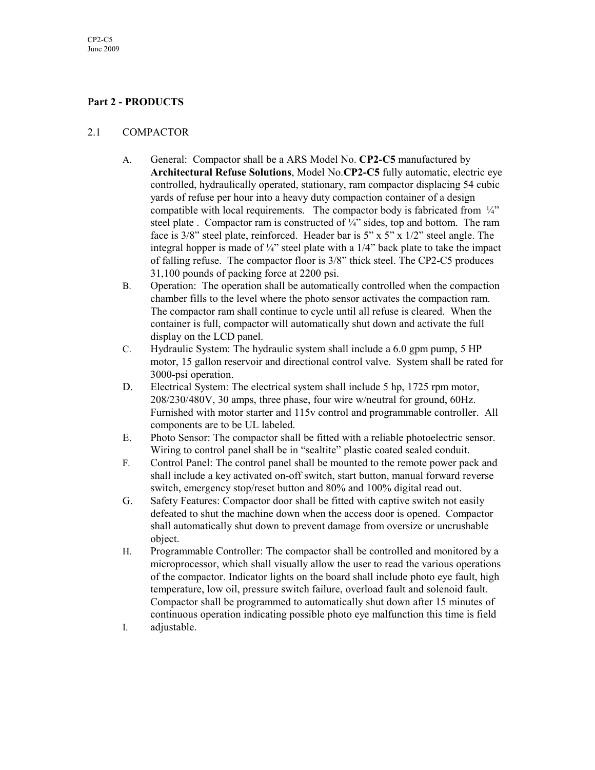## Part 2 - PRODUCTS

2.1 COMPACTOR

A. General: Compactor shall be a ARS Model No. **CP2-C5** manufactured by **Architectural Refuse Solutions**, Model No.**CP2-C5** fully automatic, electric eye controlled, hydraulically operated, stationary, ram compactor displacing 54 cubic yards of refuse per hour into a heavy duty compaction container of a design compatible with local requirements. The compactor body is fabricated from ¼" steel plate . Compactor ram is constructed of ¼" sides, top and bottom. The ram face is 3/8" steel plate, reinforced. Header bar is 5" x 5" x 1/2" steel angle. The integral hopper is made of ¼" steel plate with a 1/4" back plate to take the impact of falling refuse. The compactor floor is 3/8" thick steel. The CP2-C5 produces 31,100 pounds of packing force at 2200 psi.

B. Operation: The operation shall be automatically controlled when the compaction chamber fills to the level where the photo sensor activates the compaction ram. The compactor ram shall continue to cycle until all refuse is cleared. When the container is full, compactor will automatically shut down and activate the full display on the LCD panel.

C. Hydraulic System: The hydraulic system shall include a 6.0 gpm pump, 5 HP motor, 15 gallon reservoir and directional control valve. System shall be rated for 3000-psi operation.

D. Electrical System: The electrical system shall include 5 hp, 1725 rpm motor, 208/230/480V, 30 amps, three phase, four wire w/neutral for ground, 60Hz. Furnished with motor starter and 115v control and programmable controller. All components are to be UL labeled.

E. Photo Sensor: The compactor shall be fitted with a reliable photoelectric sensor. Wiring to control panel shall be in "sealtite" plastic coated sealed conduit.

F. Control Panel: The control panel shall be mounted to the remote power pack and shall include a key activated on-off switch, start button, manual forward reverse switch, emergency stop/reset button and 80% and 100% digital read out.

G. Safety Features: Compactor door shall be fitted with captive switch not easily defeated to shut the machine down when the access door is opened. Compactor shall automatically shut down to prevent damage from oversize or uncrushable object.

H. Programmable Controller: The compactor shall be controlled and monitored by a microprocessor, which shall visually allow the user to read the various operations of the compactor. Indicator lights on the board shall include photo eye fault, high temperature, low oil, pressure switch failure, overload fault and solenoid fault. Compactor shall be programmed to automatically shut down after 15 minutes of continuous operation indicating possible photo eye malfunction this time is field

I. adjustable.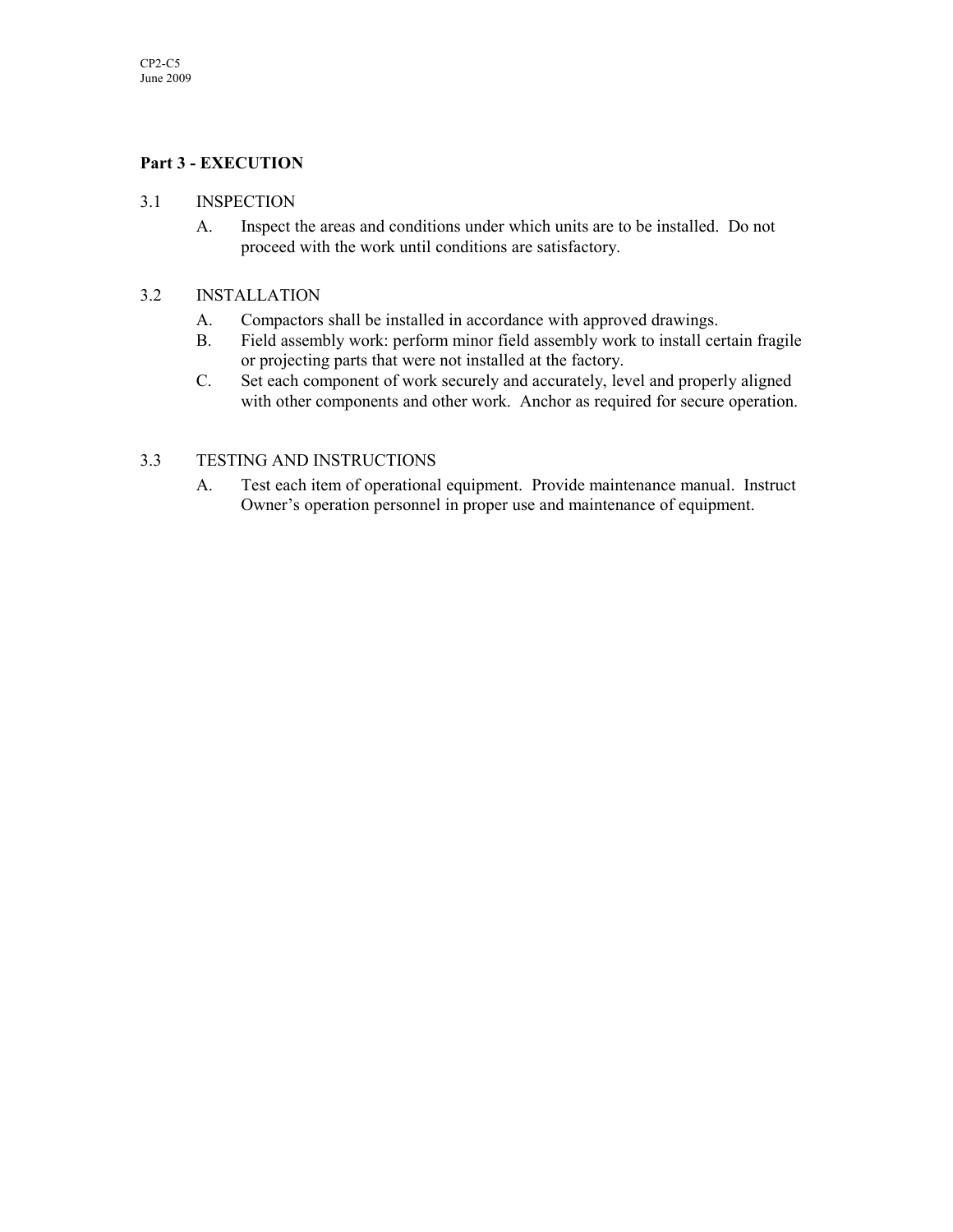## Part 3 - EXECUTION

3.1 INSPECTION

A. Inspect the areas and conditions under which units are to be installed. Do not proceed with the work until conditions are satisfactory.

3.2 INSTALLATION

A. Compactors shall be installed in accordance with approved drawings.

B. Field assembly work: perform minor field assembly work to install certain fragile or projecting parts that were not installed at the factory.

C. Set each component of work securely and accurately, level and properly aligned with other components and other work. Anchor as required for secure operation.

3.3 TESTING AND INSTRUCTIONS

A. Test each item of operational equipment. Provide maintenance manual. Instruct Owner's operation personnel in proper use and maintenance of equipment.